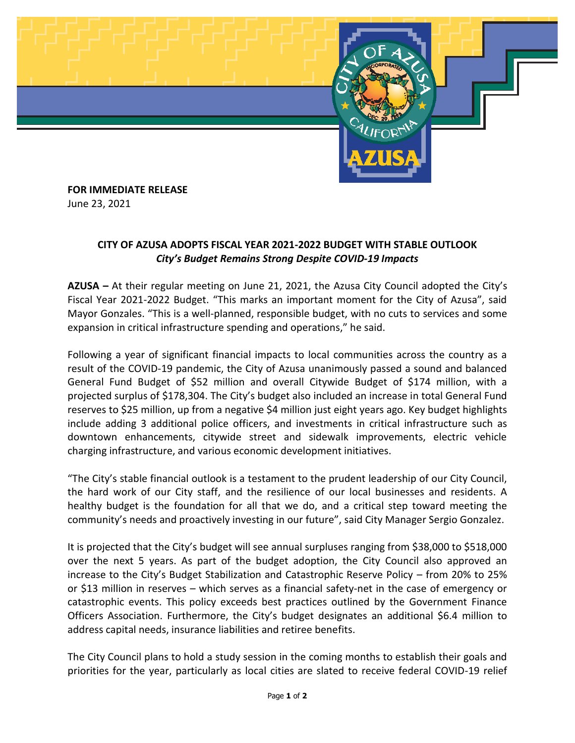**FOR IMMEDIATE RELEASE**
June 23, 2021

## CITY OF AZUSA ADOPTS FISCAL YEAR 2021-2022 BUDGET WITH STABLE OUTLOOK

***City's Budget Remains Strong Despite COVID-19 Impacts***

**AZUSA –** At their regular meeting on June 21, 2021, the Azusa City Council adopted the City's Fiscal Year 2021-2022 Budget. "This marks an important moment for the City of Azusa", said Mayor Gonzales. "This is a well-planned, responsible budget, with no cuts to services and some expansion in critical infrastructure spending and operations," he said.

Following a year of significant financial impacts to local communities across the country as a result of the COVID-19 pandemic, the City of Azusa unanimously passed a sound and balanced General Fund Budget of $52 million and overall Citywide Budget of $174 million, with a projected surplus of $178,304. The City's budget also included an increase in total General Fund reserves to $25 million, up from a negative $4 million just eight years ago. Key budget highlights include adding 3 additional police officers, and investments in critical infrastructure such as downtown enhancements, citywide street and sidewalk improvements, electric vehicle charging infrastructure, and various economic development initiatives.

"The City's stable financial outlook is a testament to the prudent leadership of our City Council, the hard work of our City staff, and the resilience of our local businesses and residents. A healthy budget is the foundation for all that we do, and a critical step toward meeting the community's needs and proactively investing in our future", said City Manager Sergio Gonzalez.

It is projected that the City's budget will see annual surpluses ranging from $38,000 to $518,000 over the next 5 years. As part of the budget adoption, the City Council also approved an increase to the City's Budget Stabilization and Catastrophic Reserve Policy – from 20% to 25% or $13 million in reserves – which serves as a financial safety-net in the case of emergency or catastrophic events. This policy exceeds best practices outlined by the Government Finance Officers Association. Furthermore, the City's budget designates an additional $6.4 million to address capital needs, insurance liabilities and retiree benefits.

The City Council plans to hold a study session in the coming months to establish their goals and priorities for the year, particularly as local cities are slated to receive federal COVID-19 relief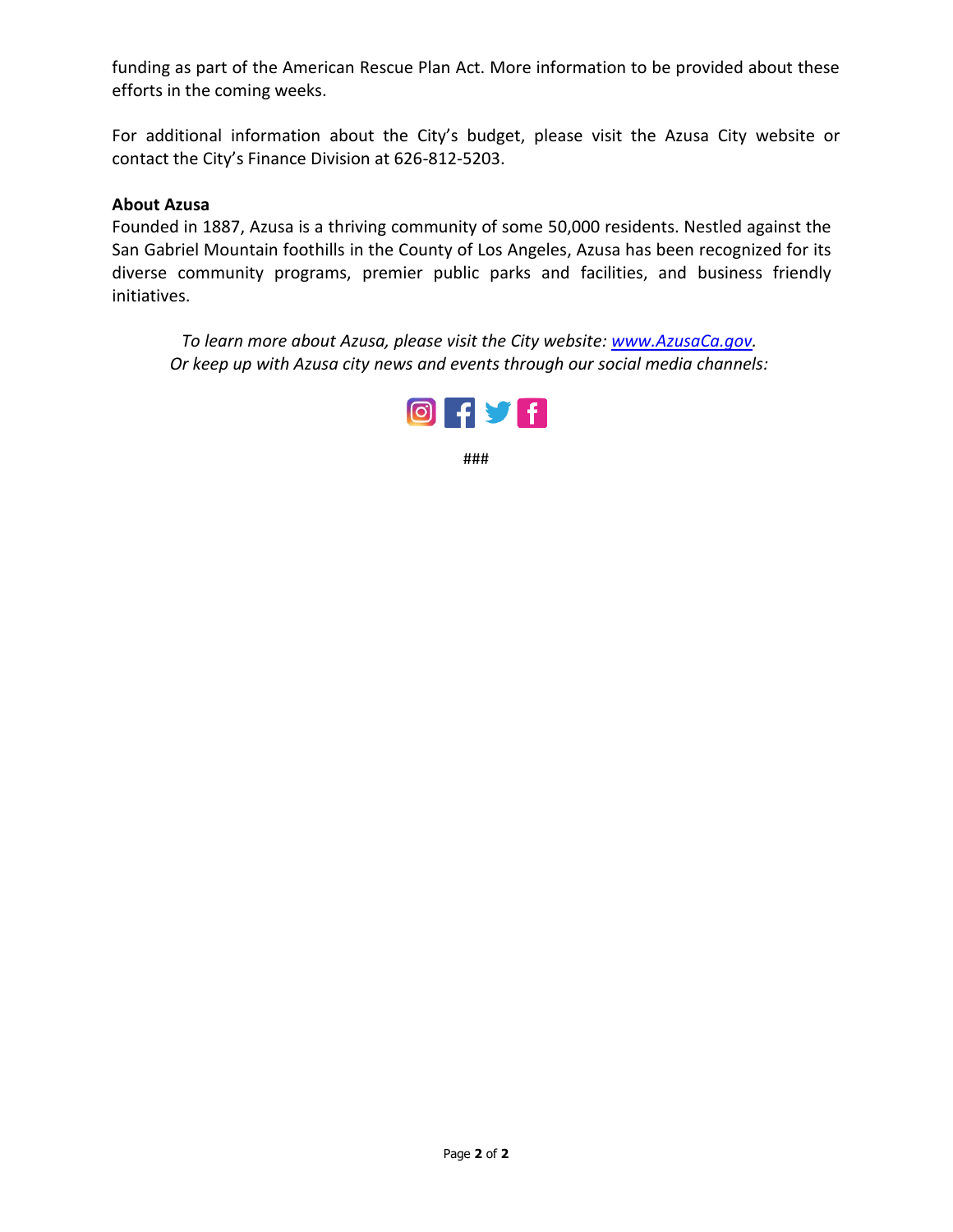funding as part of the American Rescue Plan Act. More information to be provided about these efforts in the coming weeks.

For additional information about the City's budget, please visit the Azusa City website or contact the City's Finance Division at 626-812-5203.

**About Azusa**

Founded in 1887, Azusa is a thriving community of some 50,000 residents. Nestled against the San Gabriel Mountain foothills in the County of Los Angeles, Azusa has been recognized for its diverse community programs, premier public parks and facilities, and business friendly initiatives.

*To learn more about Azusa, please visit the City website: [www.AzusaCa.gov](http://www.AzusaCa.gov).*
*Or keep up with Azusa city news and events through our social media channels:*

###